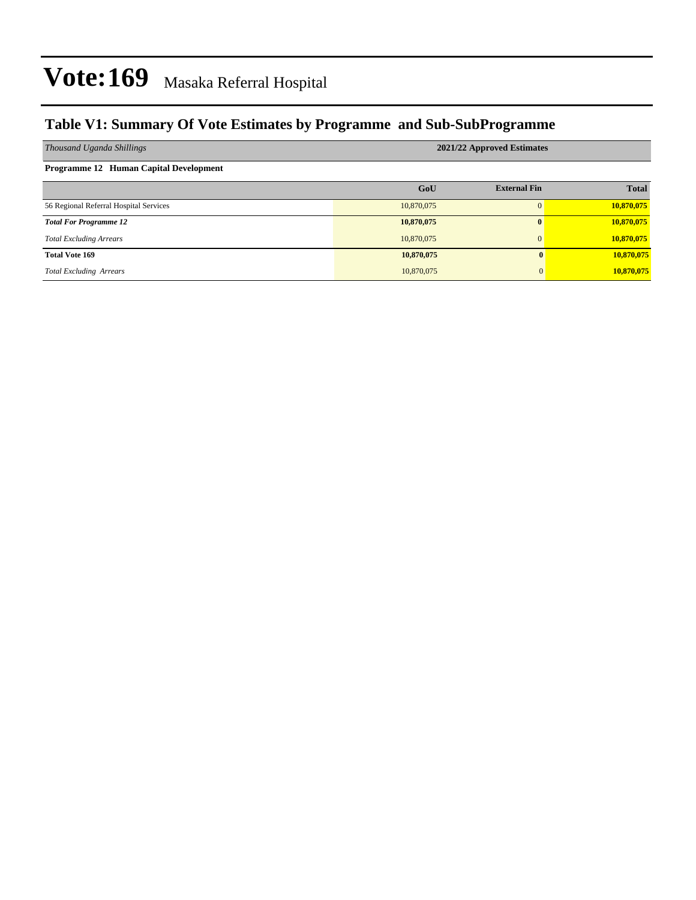# Vote:169 Masaka Referral Hospital

## Table V1: Summary Of Vote Estimates by Programme and Sub-SubProgramme

| *Thousand Uganda Shillings* | 2021/22 Approved Estimates | | |
|---|---|---|---|
| **Programme 12 Human Capital Development** | | | |
| | **GoU** | **External Fin** | **Total** |
| 56 Regional Referral Hospital Services | 10,870,075 | 0 | **10,870,075** |
| ***Total For Programme 12*** | **10,870,075** | **0** | **10,870,075** |
| *Total Excluding Arrears* | 10,870,075 | 0 | **10,870,075** |
| **Total Vote 169** | **10,870,075** | **0** | **10,870,075** |
| *Total Excluding Arrears* | 10,870,075 | 0 | **10,870,075** |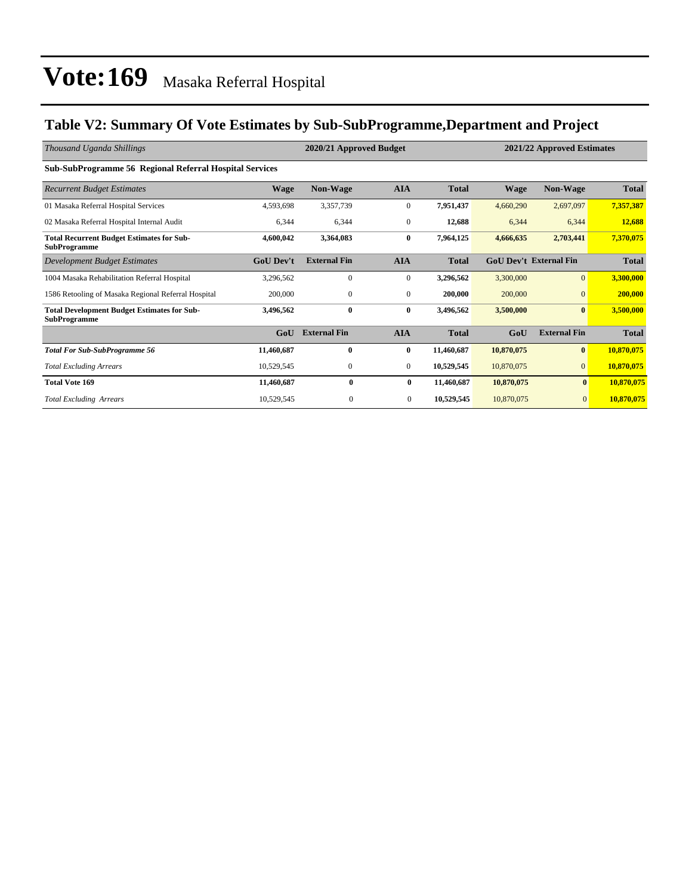# Vote:169 Masaka Referral Hospital

## Table V2: Summary Of Vote Estimates by Sub-SubProgramme,Department and Project

| *Thousand Uganda Shillings* | 2020/21 Approved Budget | | | | 2021/22 Approved Estimates | | |
|---|---|---|---|---|---|---|---|
| **Sub-SubProgramme 56 Regional Referral Hospital Services** | | | | | | | |
| *Recurrent Budget Estimates* | **Wage** | **Non-Wage** | **AIA** | **Total** | **Wage** | **Non-Wage** | **Total** |
| 01 Masaka Referral Hospital Services | 4,593,698 | 3,357,739 | 0 | **7,951,437** | 4,660,290 | 2,697,097 | **7,357,387** |
| 02 Masaka Referral Hospital Internal Audit | 6,344 | 6,344 | 0 | **12,688** | 6,344 | 6,344 | **12,688** |
| **Total Recurrent Budget Estimates for Sub-SubProgramme** | **4,600,042** | **3,364,083** | **0** | **7,964,125** | **4,666,635** | **2,703,441** | **7,370,075** |
| *Development Budget Estimates* | **GoU Dev't** | **External Fin** | **AIA** | **Total** | **GoU Dev't** | **External Fin** | **Total** |
| 1004 Masaka Rehabilitation Referral Hospital | 3,296,562 | 0 | 0 | **3,296,562** | 3,300,000 | 0 | **3,300,000** |
| 1586 Retooling of Masaka Regional Referral Hospital | 200,000 | 0 | 0 | **200,000** | 200,000 | 0 | **200,000** |
| **Total Development Budget Estimates for Sub-SubProgramme** | **3,496,562** | **0** | **0** | **3,496,562** | **3,500,000** | **0** | **3,500,000** |
| | **GoU** | **External Fin** | **AIA** | **Total** | **GoU** | **External Fin** | **Total** |
| ***Total For Sub-SubProgramme 56*** | **11,460,687** | **0** | **0** | **11,460,687** | **10,870,075** | **0** | **10,870,075** |
| *Total Excluding Arrears* | 10,529,545 | 0 | 0 | **10,529,545** | 10,870,075 | 0 | **10,870,075** |
| **Total Vote 169** | **11,460,687** | **0** | **0** | **11,460,687** | **10,870,075** | **0** | **10,870,075** |
| *Total Excluding Arrears* | 10,529,545 | 0 | 0 | **10,529,545** | 10,870,075 | 0 | **10,870,075** |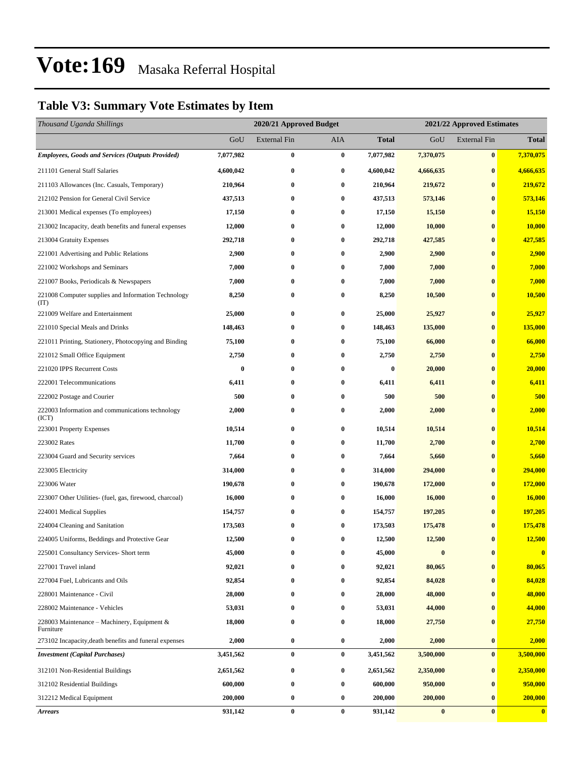# Vote:169 Masaka Referral Hospital

## Table V3: Summary Vote Estimates by Item

| *Thousand Uganda Shillings* | 2020/21 Approved Budget | | | | 2021/22 Approved Estimates | | |
|---|---|---|---|---|---|---|---|
| | GoU | External Fin | AIA | **Total** | GoU | External Fin | **Total** |
| ***Employees, Goods and Services (Outputs Provided)*** | **7,077,982** | **0** | **0** | **7,077,982** | **7,370,075** | **0** | **7,370,075** |
| 211101 General Staff Salaries | **4,600,042** | **0** | **0** | **4,600,042** | **4,666,635** | **0** | **4,666,635** |
| 211103 Allowances (Inc. Casuals, Temporary) | **210,964** | **0** | **0** | **210,964** | **219,672** | **0** | **219,672** |
| 212102 Pension for General Civil Service | **437,513** | **0** | **0** | **437,513** | **573,146** | **0** | **573,146** |
| 213001 Medical expenses (To employees) | **17,150** | **0** | **0** | **17,150** | **15,150** | **0** | **15,150** |
| 213002 Incapacity, death benefits and funeral expenses | **12,000** | **0** | **0** | **12,000** | **10,000** | **0** | **10,000** |
| 213004 Gratuity Expenses | **292,718** | **0** | **0** | **292,718** | **427,585** | **0** | **427,585** |
| 221001 Advertising and Public Relations | **2,900** | **0** | **0** | **2,900** | **2,900** | **0** | **2,900** |
| 221002 Workshops and Seminars | **7,000** | **0** | **0** | **7,000** | **7,000** | **0** | **7,000** |
| 221007 Books, Periodicals & Newspapers | **7,000** | **0** | **0** | **7,000** | **7,000** | **0** | **7,000** |
| 221008 Computer supplies and Information Technology (IT) | **8,250** | **0** | **0** | **8,250** | **10,500** | **0** | **10,500** |
| 221009 Welfare and Entertainment | **25,000** | **0** | **0** | **25,000** | **25,927** | **0** | **25,927** |
| 221010 Special Meals and Drinks | **148,463** | **0** | **0** | **148,463** | **135,000** | **0** | **135,000** |
| 221011 Printing, Stationery, Photocopying and Binding | **75,100** | **0** | **0** | **75,100** | **66,000** | **0** | **66,000** |
| 221012 Small Office Equipment | **2,750** | **0** | **0** | **2,750** | **2,750** | **0** | **2,750** |
| 221020 IPPS Recurrent Costs | **0** | **0** | **0** | **0** | **20,000** | **0** | **20,000** |
| 222001 Telecommunications | **6,411** | **0** | **0** | **6,411** | **6,411** | **0** | **6,411** |
| 222002 Postage and Courier | **500** | **0** | **0** | **500** | **500** | **0** | **500** |
| 222003 Information and communications technology (ICT) | **2,000** | **0** | **0** | **2,000** | **2,000** | **0** | **2,000** |
| 223001 Property Expenses | **10,514** | **0** | **0** | **10,514** | **10,514** | **0** | **10,514** |
| 223002 Rates | **11,700** | **0** | **0** | **11,700** | **2,700** | **0** | **2,700** |
| 223004 Guard and Security services | **7,664** | **0** | **0** | **7,664** | **5,660** | **0** | **5,660** |
| 223005 Electricity | **314,000** | **0** | **0** | **314,000** | **294,000** | **0** | **294,000** |
| 223006 Water | **190,678** | **0** | **0** | **190,678** | **172,000** | **0** | **172,000** |
| 223007 Other Utilities- (fuel, gas, firewood, charcoal) | **16,000** | **0** | **0** | **16,000** | **16,000** | **0** | **16,000** |
| 224001 Medical Supplies | **154,757** | **0** | **0** | **154,757** | **197,205** | **0** | **197,205** |
| 224004 Cleaning and Sanitation | **173,503** | **0** | **0** | **173,503** | **175,478** | **0** | **175,478** |
| 224005 Uniforms, Beddings and Protective Gear | **12,500** | **0** | **0** | **12,500** | **12,500** | **0** | **12,500** |
| 225001 Consultancy Services- Short term | **45,000** | **0** | **0** | **45,000** | **0** | **0** | **0** |
| 227001 Travel inland | **92,021** | **0** | **0** | **92,021** | **80,065** | **0** | **80,065** |
| 227004 Fuel, Lubricants and Oils | **92,854** | **0** | **0** | **92,854** | **84,028** | **0** | **84,028** |
| 228001 Maintenance - Civil | **28,000** | **0** | **0** | **28,000** | **48,000** | **0** | **48,000** |
| 228002 Maintenance - Vehicles | **53,031** | **0** | **0** | **53,031** | **44,000** | **0** | **44,000** |
| 228003 Maintenance – Machinery, Equipment & Furniture | **18,000** | **0** | **0** | **18,000** | **27,750** | **0** | **27,750** |
| 273102 Incapacity,death benefits and funeral expenses | **2,000** | **0** | **0** | **2,000** | **2,000** | **0** | **2,000** |
| ***Investment (Capital Purchases)*** | **3,451,562** | **0** | **0** | **3,451,562** | **3,500,000** | **0** | **3,500,000** |
| 312101 Non-Residential Buildings | **2,651,562** | **0** | **0** | **2,651,562** | **2,350,000** | **0** | **2,350,000** |
| 312102 Residential Buildings | **600,000** | **0** | **0** | **600,000** | **950,000** | **0** | **950,000** |
| 312212 Medical Equipment | **200,000** | **0** | **0** | **200,000** | **200,000** | **0** | **200,000** |
| ***Arrears*** | **931,142** | **0** | **0** | **931,142** | **0** | **0** | **0** |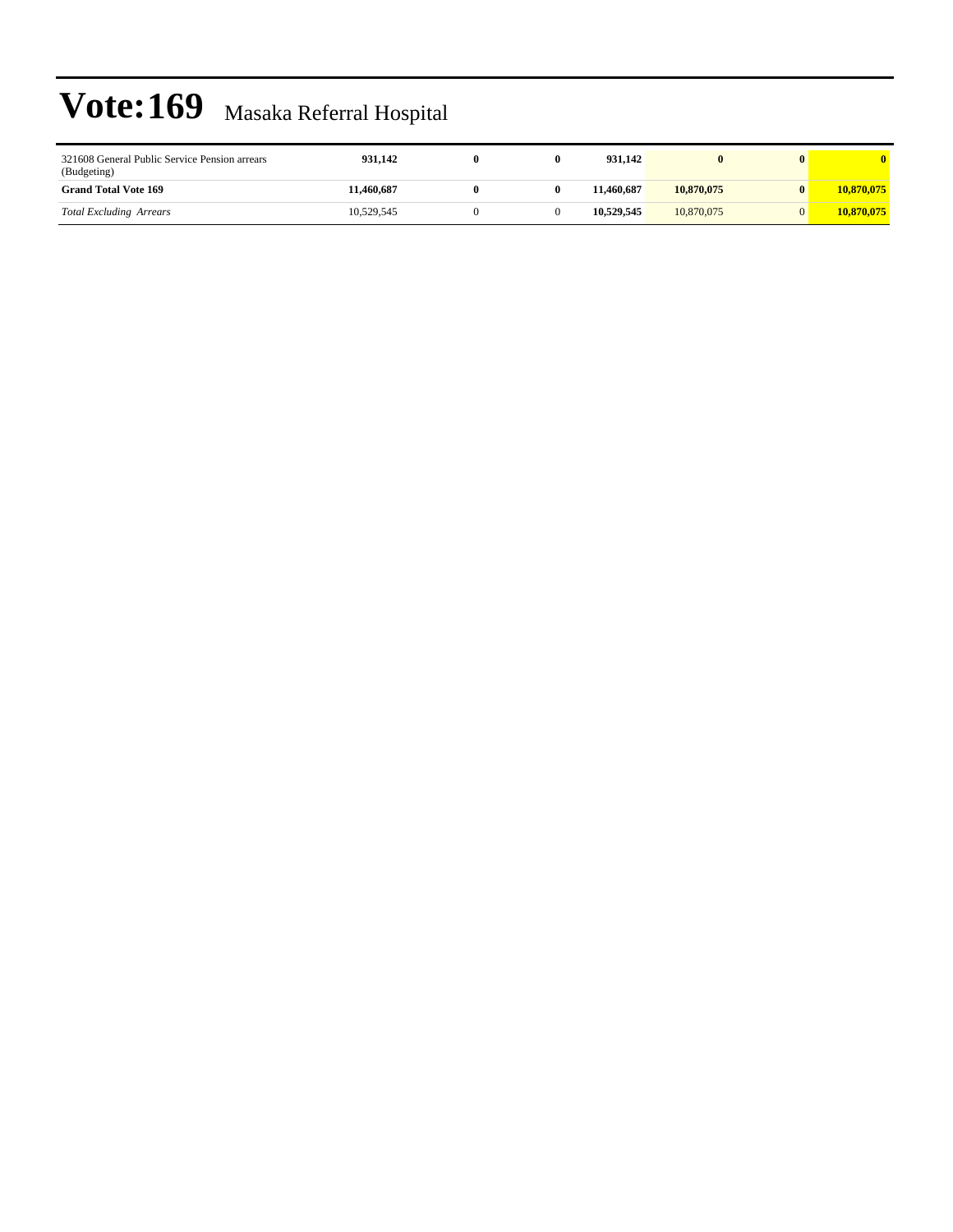# Vote:169 Masaka Referral Hospital

| | | | | | | | |
|---|---|---|---|---|---|---|---|
| 321608 General Public Service Pension arrears (Budgeting) | **931,142** | **0** | **0** | **931,142** | **0** | **0** | **0** |
| **Grand Total Vote 169** | **11,460,687** | **0** | **0** | **11,460,687** | **10,870,075** | **0** | **10,870,075** |
| *Total Excluding Arrears* | 10,529,545 | 0 | 0 | **10,529,545** | 10,870,075 | 0 | **10,870,075** |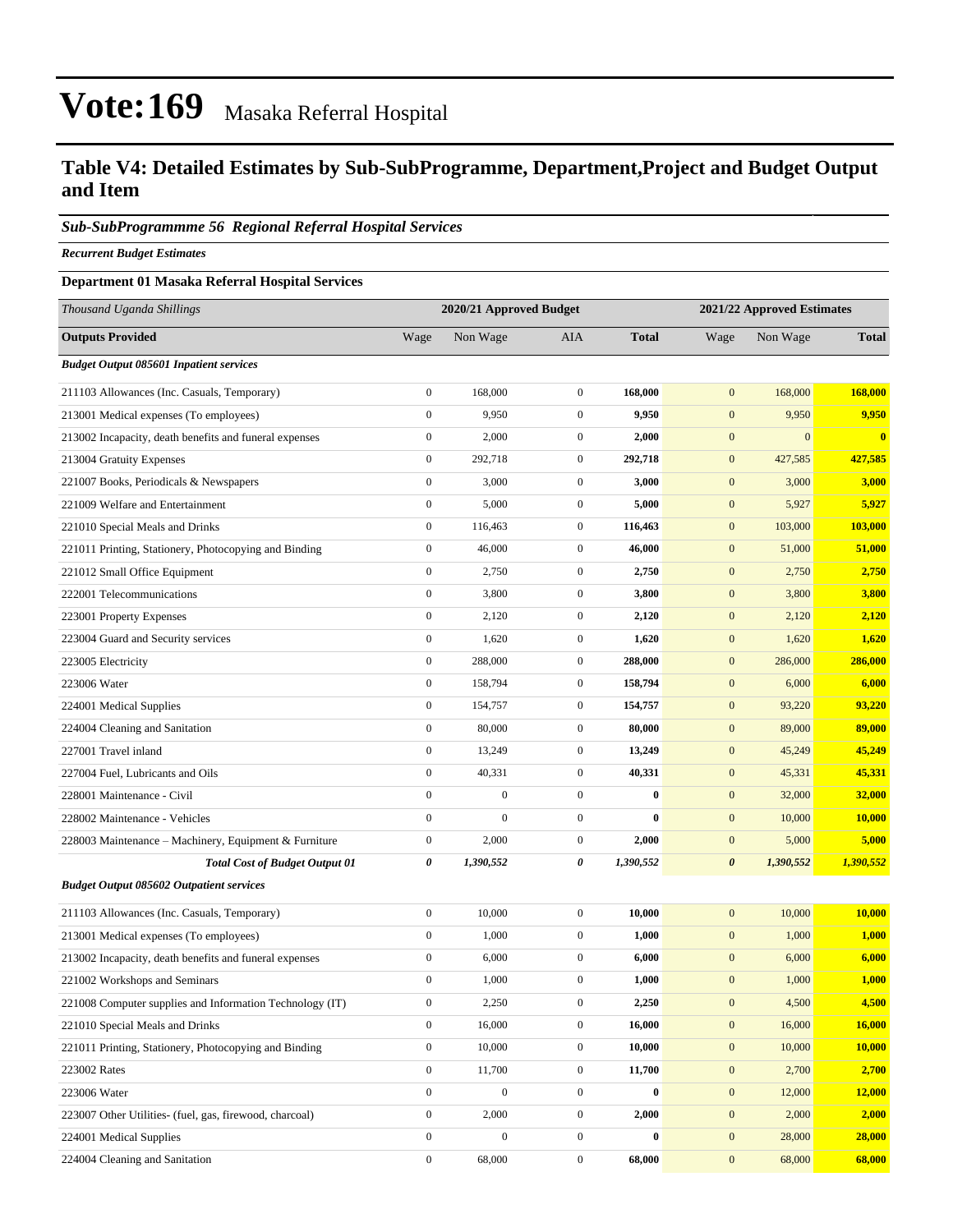# Vote:169 Masaka Referral Hospital

## Table V4: Detailed Estimates by Sub-SubProgramme, Department,Project and Budget Output and Item

### *Sub-SubProgrammme 56 Regional Referral Hospital Services*

***Recurrent Budget Estimates***

**Department 01 Masaka Referral Hospital Services**

| *Thousand Uganda Shillings* | 2020/21 Approved Budget | | | | 2021/22 Approved Estimates | | |
|---|---|---|---|---|---|---|---|
| **Outputs Provided** | Wage | Non Wage | AIA | **Total** | Wage | Non Wage | **Total** |
| ***Budget Output 085601 Inpatient services*** | | | | | | | |
| 211103 Allowances (Inc. Casuals, Temporary) | 0 | 168,000 | 0 | **168,000** | 0 | 168,000 | **168,000** |
| 213001 Medical expenses (To employees) | 0 | 9,950 | 0 | **9,950** | 0 | 9,950 | **9,950** |
| 213002 Incapacity, death benefits and funeral expenses | 0 | 2,000 | 0 | **2,000** | 0 | 0 | **0** |
| 213004 Gratuity Expenses | 0 | 292,718 | 0 | **292,718** | 0 | 427,585 | **427,585** |
| 221007 Books, Periodicals & Newspapers | 0 | 3,000 | 0 | **3,000** | 0 | 3,000 | **3,000** |
| 221009 Welfare and Entertainment | 0 | 5,000 | 0 | **5,000** | 0 | 5,927 | **5,927** |
| 221010 Special Meals and Drinks | 0 | 116,463 | 0 | **116,463** | 0 | 103,000 | **103,000** |
| 221011 Printing, Stationery, Photocopying and Binding | 0 | 46,000 | 0 | **46,000** | 0 | 51,000 | **51,000** |
| 221012 Small Office Equipment | 0 | 2,750 | 0 | **2,750** | 0 | 2,750 | **2,750** |
| 222001 Telecommunications | 0 | 3,800 | 0 | **3,800** | 0 | 3,800 | **3,800** |
| 223001 Property Expenses | 0 | 2,120 | 0 | **2,120** | 0 | 2,120 | **2,120** |
| 223004 Guard and Security services | 0 | 1,620 | 0 | **1,620** | 0 | 1,620 | **1,620** |
| 223005 Electricity | 0 | 288,000 | 0 | **288,000** | 0 | 286,000 | **286,000** |
| 223006 Water | 0 | 158,794 | 0 | **158,794** | 0 | 6,000 | **6,000** |
| 224001 Medical Supplies | 0 | 154,757 | 0 | **154,757** | 0 | 93,220 | **93,220** |
| 224004 Cleaning and Sanitation | 0 | 80,000 | 0 | **80,000** | 0 | 89,000 | **89,000** |
| 227001 Travel inland | 0 | 13,249 | 0 | **13,249** | 0 | 45,249 | **45,249** |
| 227004 Fuel, Lubricants and Oils | 0 | 40,331 | 0 | **40,331** | 0 | 45,331 | **45,331** |
| 228001 Maintenance - Civil | 0 | 0 | 0 | **0** | 0 | 32,000 | **32,000** |
| 228002 Maintenance - Vehicles | 0 | 0 | 0 | **0** | 0 | 10,000 | **10,000** |
| 228003 Maintenance – Machinery, Equipment & Furniture | 0 | 2,000 | 0 | **2,000** | 0 | 5,000 | **5,000** |
| ***Total Cost of Budget Output 01*** | ***0*** | ***1,390,552*** | ***0*** | ***1,390,552*** | ***0*** | ***1,390,552*** | ***1,390,552*** |
| ***Budget Output 085602 Outpatient services*** | | | | | | | |
| 211103 Allowances (Inc. Casuals, Temporary) | 0 | 10,000 | 0 | **10,000** | 0 | 10,000 | **10,000** |
| 213001 Medical expenses (To employees) | 0 | 1,000 | 0 | **1,000** | 0 | 1,000 | **1,000** |
| 213002 Incapacity, death benefits and funeral expenses | 0 | 6,000 | 0 | **6,000** | 0 | 6,000 | **6,000** |
| 221002 Workshops and Seminars | 0 | 1,000 | 0 | **1,000** | 0 | 1,000 | **1,000** |
| 221008 Computer supplies and Information Technology (IT) | 0 | 2,250 | 0 | **2,250** | 0 | 4,500 | **4,500** |
| 221010 Special Meals and Drinks | 0 | 16,000 | 0 | **16,000** | 0 | 16,000 | **16,000** |
| 221011 Printing, Stationery, Photocopying and Binding | 0 | 10,000 | 0 | **10,000** | 0 | 10,000 | **10,000** |
| 223002 Rates | 0 | 11,700 | 0 | **11,700** | 0 | 2,700 | **2,700** |
| 223006 Water | 0 | 0 | 0 | **0** | 0 | 12,000 | **12,000** |
| 223007 Other Utilities- (fuel, gas, firewood, charcoal) | 0 | 2,000 | 0 | **2,000** | 0 | 2,000 | **2,000** |
| 224001 Medical Supplies | 0 | 0 | 0 | **0** | 0 | 28,000 | **28,000** |
| 224004 Cleaning and Sanitation | 0 | 68,000 | 0 | **68,000** | 0 | 68,000 | **68,000** |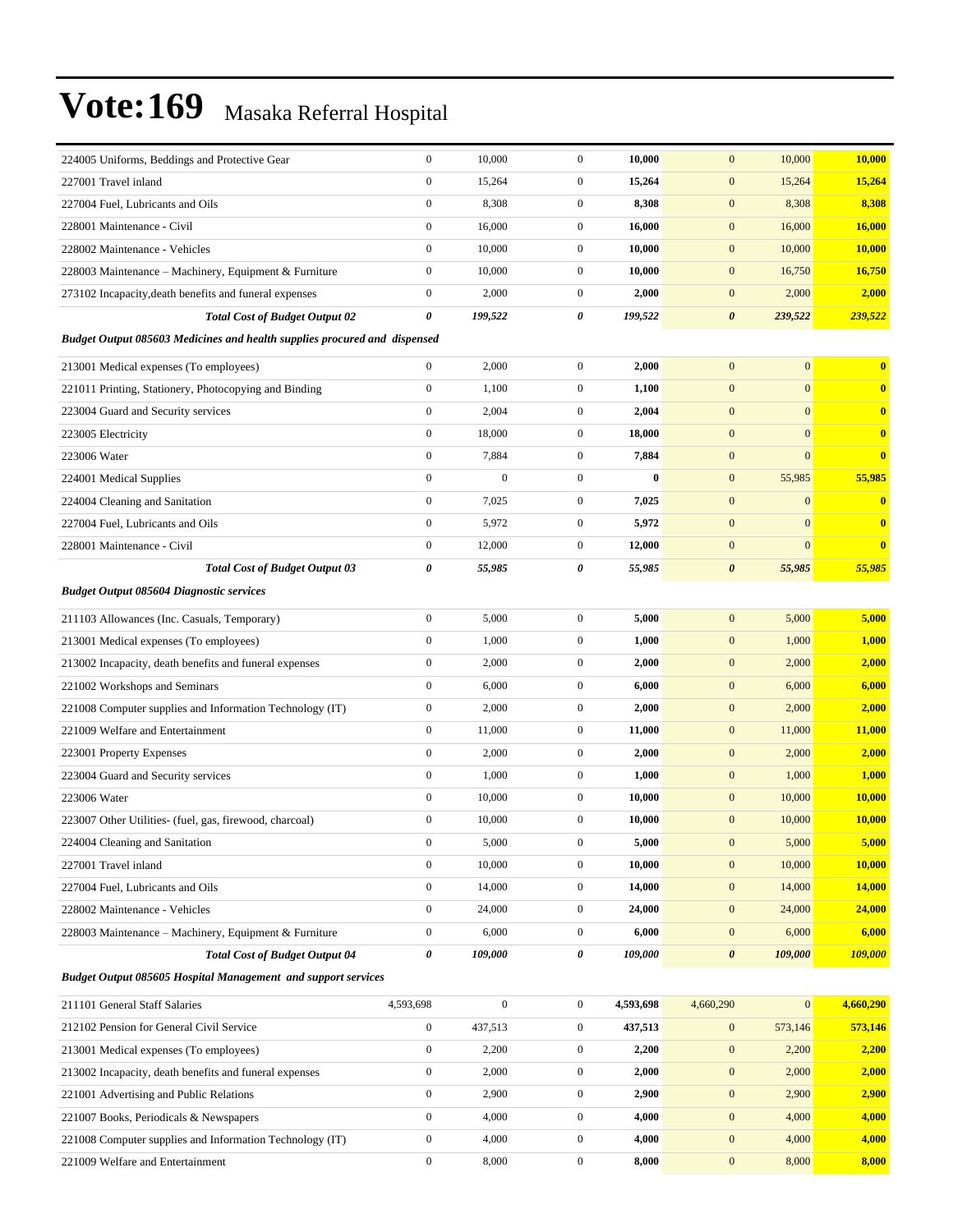# Vote:169 Masaka Referral Hospital

| | | | | | | | |
|---|---|---|---|---|---|---|---|
| 224005 Uniforms, Beddings and Protective Gear | 0 | 10,000 | 0 | **10,000** | 0 | 10,000 | **10,000** |
| 227001 Travel inland | 0 | 15,264 | 0 | **15,264** | 0 | 15,264 | **15,264** |
| 227004 Fuel, Lubricants and Oils | 0 | 8,308 | 0 | **8,308** | 0 | 8,308 | **8,308** |
| 228001 Maintenance - Civil | 0 | 16,000 | 0 | **16,000** | 0 | 16,000 | **16,000** |
| 228002 Maintenance - Vehicles | 0 | 10,000 | 0 | **10,000** | 0 | 10,000 | **10,000** |
| 228003 Maintenance – Machinery, Equipment & Furniture | 0 | 10,000 | 0 | **10,000** | 0 | 16,750 | **16,750** |
| 273102 Incapacity,death benefits and funeral expenses | 0 | 2,000 | 0 | **2,000** | 0 | 2,000 | **2,000** |
| ***Total Cost of Budget Output 02*** | ***0*** | ***199,522*** | ***0*** | ***199,522*** | ***0*** | ***239,522*** | ***239,522*** |
| ***Budget Output 085603 Medicines and health supplies procured and dispensed*** | | | | | | | |
| 213001 Medical expenses (To employees) | 0 | 2,000 | 0 | **2,000** | 0 | 0 | **0** |
| 221011 Printing, Stationery, Photocopying and Binding | 0 | 1,100 | 0 | **1,100** | 0 | 0 | **0** |
| 223004 Guard and Security services | 0 | 2,004 | 0 | **2,004** | 0 | 0 | **0** |
| 223005 Electricity | 0 | 18,000 | 0 | **18,000** | 0 | 0 | **0** |
| 223006 Water | 0 | 7,884 | 0 | **7,884** | 0 | 0 | **0** |
| 224001 Medical Supplies | 0 | 0 | 0 | **0** | 0 | 55,985 | **55,985** |
| 224004 Cleaning and Sanitation | 0 | 7,025 | 0 | **7,025** | 0 | 0 | **0** |
| 227004 Fuel, Lubricants and Oils | 0 | 5,972 | 0 | **5,972** | 0 | 0 | **0** |
| 228001 Maintenance - Civil | 0 | 12,000 | 0 | **12,000** | 0 | 0 | **0** |
| ***Total Cost of Budget Output 03*** | ***0*** | ***55,985*** | ***0*** | ***55,985*** | ***0*** | ***55,985*** | ***55,985*** |
| ***Budget Output 085604 Diagnostic services*** | | | | | | | |
| 211103 Allowances (Inc. Casuals, Temporary) | 0 | 5,000 | 0 | **5,000** | 0 | 5,000 | **5,000** |
| 213001 Medical expenses (To employees) | 0 | 1,000 | 0 | **1,000** | 0 | 1,000 | **1,000** |
| 213002 Incapacity, death benefits and funeral expenses | 0 | 2,000 | 0 | **2,000** | 0 | 2,000 | **2,000** |
| 221002 Workshops and Seminars | 0 | 6,000 | 0 | **6,000** | 0 | 6,000 | **6,000** |
| 221008 Computer supplies and Information Technology (IT) | 0 | 2,000 | 0 | **2,000** | 0 | 2,000 | **2,000** |
| 221009 Welfare and Entertainment | 0 | 11,000 | 0 | **11,000** | 0 | 11,000 | **11,000** |
| 223001 Property Expenses | 0 | 2,000 | 0 | **2,000** | 0 | 2,000 | **2,000** |
| 223004 Guard and Security services | 0 | 1,000 | 0 | **1,000** | 0 | 1,000 | **1,000** |
| 223006 Water | 0 | 10,000 | 0 | **10,000** | 0 | 10,000 | **10,000** |
| 223007 Other Utilities- (fuel, gas, firewood, charcoal) | 0 | 10,000 | 0 | **10,000** | 0 | 10,000 | **10,000** |
| 224004 Cleaning and Sanitation | 0 | 5,000 | 0 | **5,000** | 0 | 5,000 | **5,000** |
| 227001 Travel inland | 0 | 10,000 | 0 | **10,000** | 0 | 10,000 | **10,000** |
| 227004 Fuel, Lubricants and Oils | 0 | 14,000 | 0 | **14,000** | 0 | 14,000 | **14,000** |
| 228002 Maintenance - Vehicles | 0 | 24,000 | 0 | **24,000** | 0 | 24,000 | **24,000** |
| 228003 Maintenance – Machinery, Equipment & Furniture | 0 | 6,000 | 0 | **6,000** | 0 | 6,000 | **6,000** |
| ***Total Cost of Budget Output 04*** | ***0*** | ***109,000*** | ***0*** | ***109,000*** | ***0*** | ***109,000*** | ***109,000*** |
| ***Budget Output 085605 Hospital Management and support services*** | | | | | | | |
| 211101 General Staff Salaries | 4,593,698 | 0 | 0 | **4,593,698** | 4,660,290 | 0 | **4,660,290** |
| 212102 Pension for General Civil Service | 0 | 437,513 | 0 | **437,513** | 0 | 573,146 | **573,146** |
| 213001 Medical expenses (To employees) | 0 | 2,200 | 0 | **2,200** | 0 | 2,200 | **2,200** |
| 213002 Incapacity, death benefits and funeral expenses | 0 | 2,000 | 0 | **2,000** | 0 | 2,000 | **2,000** |
| 221001 Advertising and Public Relations | 0 | 2,900 | 0 | **2,900** | 0 | 2,900 | **2,900** |
| 221007 Books, Periodicals & Newspapers | 0 | 4,000 | 0 | **4,000** | 0 | 4,000 | **4,000** |
| 221008 Computer supplies and Information Technology (IT) | 0 | 4,000 | 0 | **4,000** | 0 | 4,000 | **4,000** |
| 221009 Welfare and Entertainment | 0 | 8,000 | 0 | **8,000** | 0 | 8,000 | **8,000** |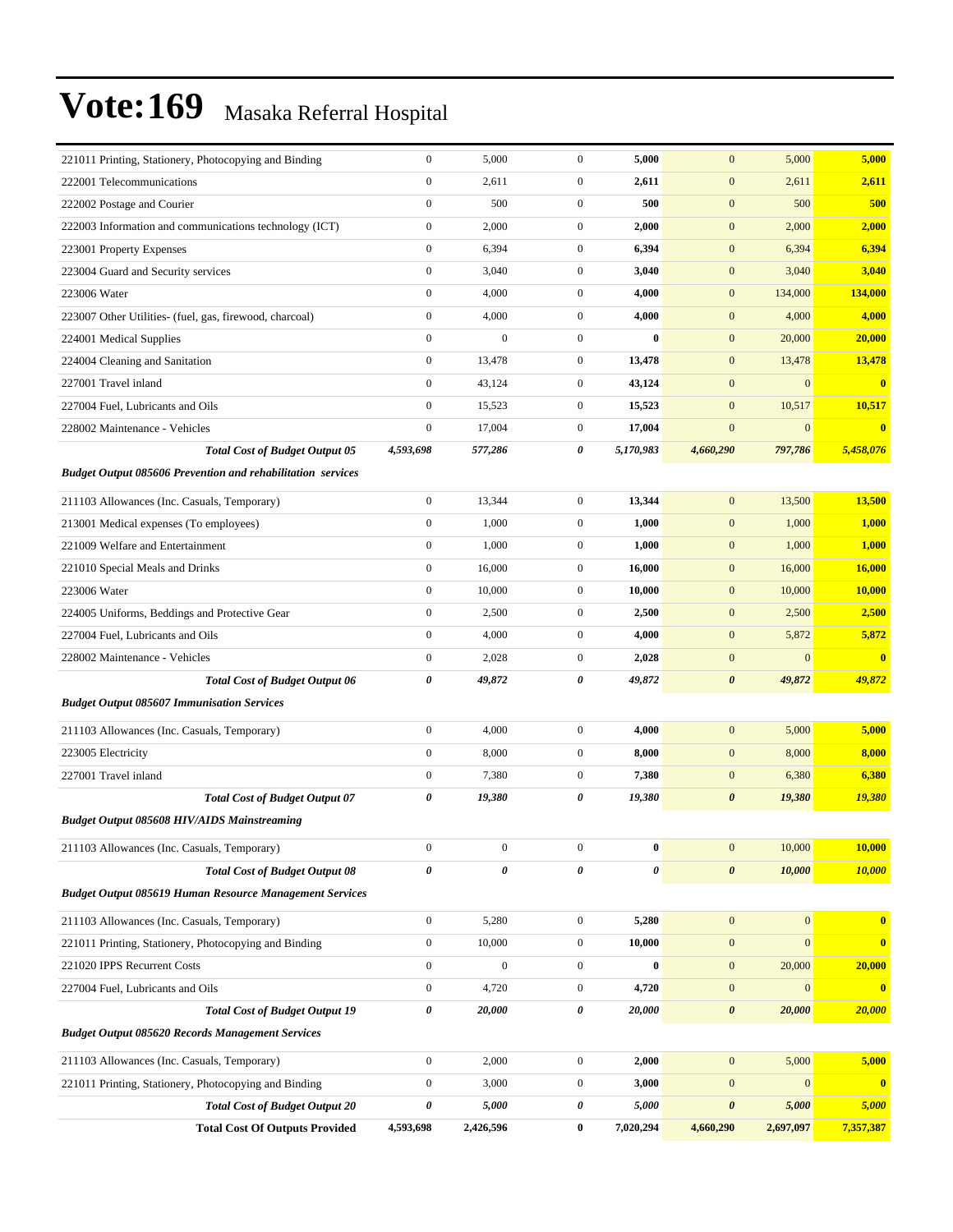# Vote:169 Masaka Referral Hospital

| | | | | | | | |
|---|---|---|---|---|---|---|---|
| 221011 Printing, Stationery, Photocopying and Binding | 0 | 5,000 | 0 | **5,000** | 0 | 5,000 | **5,000** |
| 222001 Telecommunications | 0 | 2,611 | 0 | **2,611** | 0 | 2,611 | **2,611** |
| 222002 Postage and Courier | 0 | 500 | 0 | **500** | 0 | 500 | **500** |
| 222003 Information and communications technology (ICT) | 0 | 2,000 | 0 | **2,000** | 0 | 2,000 | **2,000** |
| 223001 Property Expenses | 0 | 6,394 | 0 | **6,394** | 0 | 6,394 | **6,394** |
| 223004 Guard and Security services | 0 | 3,040 | 0 | **3,040** | 0 | 3,040 | **3,040** |
| 223006 Water | 0 | 4,000 | 0 | **4,000** | 0 | 134,000 | **134,000** |
| 223007 Other Utilities- (fuel, gas, firewood, charcoal) | 0 | 4,000 | 0 | **4,000** | 0 | 4,000 | **4,000** |
| 224001 Medical Supplies | 0 | 0 | 0 | **0** | 0 | 20,000 | **20,000** |
| 224004 Cleaning and Sanitation | 0 | 13,478 | 0 | **13,478** | 0 | 13,478 | **13,478** |
| 227001 Travel inland | 0 | 43,124 | 0 | **43,124** | 0 | 0 | **0** |
| 227004 Fuel, Lubricants and Oils | 0 | 15,523 | 0 | **15,523** | 0 | 10,517 | **10,517** |
| 228002 Maintenance - Vehicles | 0 | 17,004 | 0 | **17,004** | 0 | 0 | **0** |
| ***Total Cost of Budget Output 05*** | ***4,593,698*** | ***577,286*** | ***0*** | ***5,170,983*** | ***4,660,290*** | ***797,786*** | ***5,458,076*** |
| ***Budget Output 085606 Prevention and rehabilitation services*** | | | | | | | |
| 211103 Allowances (Inc. Casuals, Temporary) | 0 | 13,344 | 0 | **13,344** | 0 | 13,500 | **13,500** |
| 213001 Medical expenses (To employees) | 0 | 1,000 | 0 | **1,000** | 0 | 1,000 | **1,000** |
| 221009 Welfare and Entertainment | 0 | 1,000 | 0 | **1,000** | 0 | 1,000 | **1,000** |
| 221010 Special Meals and Drinks | 0 | 16,000 | 0 | **16,000** | 0 | 16,000 | **16,000** |
| 223006 Water | 0 | 10,000 | 0 | **10,000** | 0 | 10,000 | **10,000** |
| 224005 Uniforms, Beddings and Protective Gear | 0 | 2,500 | 0 | **2,500** | 0 | 2,500 | **2,500** |
| 227004 Fuel, Lubricants and Oils | 0 | 4,000 | 0 | **4,000** | 0 | 5,872 | **5,872** |
| 228002 Maintenance - Vehicles | 0 | 2,028 | 0 | **2,028** | 0 | 0 | **0** |
| ***Total Cost of Budget Output 06*** | ***0*** | ***49,872*** | ***0*** | ***49,872*** | ***0*** | ***49,872*** | ***49,872*** |
| ***Budget Output 085607 Immunisation Services*** | | | | | | | |
| 211103 Allowances (Inc. Casuals, Temporary) | 0 | 4,000 | 0 | **4,000** | 0 | 5,000 | **5,000** |
| 223005 Electricity | 0 | 8,000 | 0 | **8,000** | 0 | 8,000 | **8,000** |
| 227001 Travel inland | 0 | 7,380 | 0 | **7,380** | 0 | 6,380 | **6,380** |
| ***Total Cost of Budget Output 07*** | ***0*** | ***19,380*** | ***0*** | ***19,380*** | ***0*** | ***19,380*** | ***19,380*** |
| ***Budget Output 085608 HIV/AIDS Mainstreaming*** | | | | | | | |
| 211103 Allowances (Inc. Casuals, Temporary) | 0 | 0 | 0 | **0** | 0 | 10,000 | **10,000** |
| ***Total Cost of Budget Output 08*** | ***0*** | ***0*** | ***0*** | ***0*** | ***0*** | ***10,000*** | ***10,000*** |
| ***Budget Output 085619 Human Resource Management Services*** | | | | | | | |
| 211103 Allowances (Inc. Casuals, Temporary) | 0 | 5,280 | 0 | **5,280** | 0 | 0 | **0** |
| 221011 Printing, Stationery, Photocopying and Binding | 0 | 10,000 | 0 | **10,000** | 0 | 0 | **0** |
| 221020 IPPS Recurrent Costs | 0 | 0 | 0 | **0** | 0 | 20,000 | **20,000** |
| 227004 Fuel, Lubricants and Oils | 0 | 4,720 | 0 | **4,720** | 0 | 0 | **0** |
| ***Total Cost of Budget Output 19*** | ***0*** | ***20,000*** | ***0*** | ***20,000*** | ***0*** | ***20,000*** | ***20,000*** |
| ***Budget Output 085620 Records Management Services*** | | | | | | | |
| 211103 Allowances (Inc. Casuals, Temporary) | 0 | 2,000 | 0 | **2,000** | 0 | 5,000 | **5,000** |
| 221011 Printing, Stationery, Photocopying and Binding | 0 | 3,000 | 0 | **3,000** | 0 | 0 | **0** |
| ***Total Cost of Budget Output 20*** | ***0*** | ***5,000*** | ***0*** | ***5,000*** | ***0*** | ***5,000*** | ***5,000*** |
| **Total Cost Of Outputs Provided** | **4,593,698** | **2,426,596** | **0** | **7,020,294** | **4,660,290** | **2,697,097** | **7,357,387** |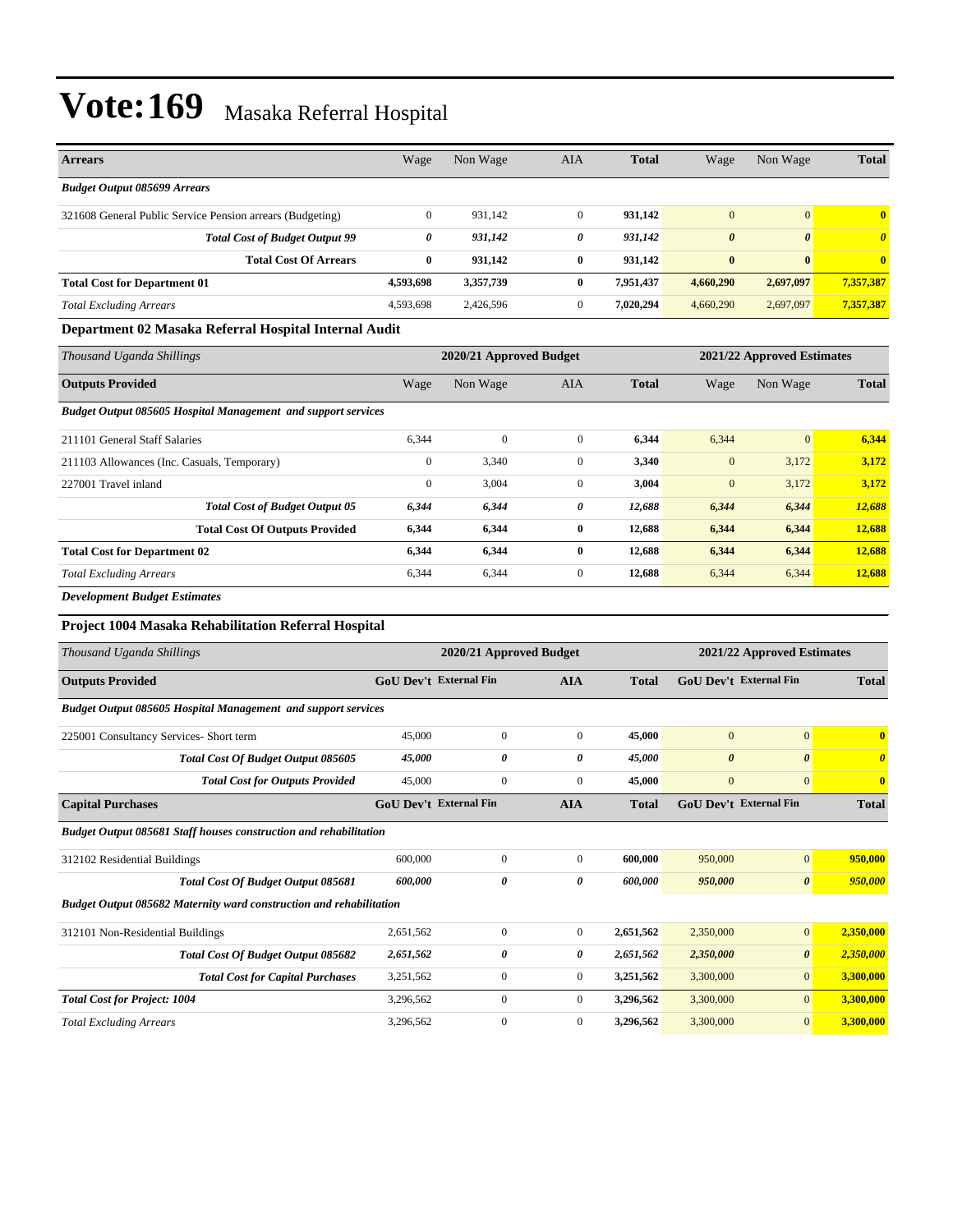# Vote:169 Masaka Referral Hospital

| Arrears | Wage | Non Wage | AIA | Total | Wage | Non Wage | Total |
|---|---|---|---|---|---|---|---|
| ***Budget Output 085699 Arrears*** | | | | | | | |
| 321608 General Public Service Pension arrears (Budgeting) | 0 | 931,142 | 0 | **931,142** | 0 | 0 | **0** |
| ***Total Cost of Budget Output 99*** | ***0*** | ***931,142*** | ***0*** | ***931,142*** | ***0*** | ***0*** | ***0*** |
| **Total Cost Of Arrears** | **0** | **931,142** | **0** | **931,142** | **0** | **0** | **0** |
| **Total Cost for Department 01** | **4,593,698** | **3,357,739** | **0** | **7,951,437** | **4,660,290** | **2,697,097** | **7,357,387** |
| *Total Excluding Arrears* | 4,593,698 | 2,426,596 | 0 | **7,020,294** | 4,660,290 | 2,697,097 | **7,357,387** |

### Department 02 Masaka Referral Hospital Internal Audit

| *Thousand Uganda Shillings* | 2020/21 Approved Budget | | | | 2021/22 Approved Estimates | | |
|---|---|---|---|---|---|---|---|
| **Outputs Provided** | Wage | Non Wage | AIA | Total | Wage | Non Wage | Total |
| ***Budget Output 085605 Hospital Management and support services*** | | | | | | | |
| 211101 General Staff Salaries | 6,344 | 0 | 0 | **6,344** | 6,344 | 0 | **6,344** |
| 211103 Allowances (Inc. Casuals, Temporary) | 0 | 3,340 | 0 | **3,340** | 0 | 3,172 | **3,172** |
| 227001 Travel inland | 0 | 3,004 | 0 | **3,004** | 0 | 3,172 | **3,172** |
| ***Total Cost of Budget Output 05*** | ***6,344*** | ***6,344*** | ***0*** | ***12,688*** | ***6,344*** | ***6,344*** | ***12,688*** |
| **Total Cost Of Outputs Provided** | **6,344** | **6,344** | **0** | **12,688** | **6,344** | **6,344** | **12,688** |
| **Total Cost for Department 02** | **6,344** | **6,344** | **0** | **12,688** | **6,344** | **6,344** | **12,688** |
| *Total Excluding Arrears* | 6,344 | 6,344 | 0 | **12,688** | 6,344 | 6,344 | **12,688** |

***Development Budget Estimates***

### Project 1004 Masaka Rehabilitation Referral Hospital

| *Thousand Uganda Shillings* | 2020/21 Approved Budget | | | | 2021/22 Approved Estimates | | |
|---|---|---|---|---|---|---|---|
| **Outputs Provided** | **GoU Dev't** | **External Fin** | **AIA** | **Total** | **GoU Dev't** | **External Fin** | **Total** |
| ***Budget Output 085605 Hospital Management and support services*** | | | | | | | |
| 225001 Consultancy Services- Short term | 45,000 | 0 | 0 | **45,000** | 0 | 0 | **0** |
| ***Total Cost Of Budget Output 085605*** | ***45,000*** | ***0*** | ***0*** | ***45,000*** | ***0*** | ***0*** | ***0*** |
| ***Total Cost for Outputs Provided*** | 45,000 | 0 | 0 | **45,000** | 0 | 0 | **0** |
| **Capital Purchases** | **GoU Dev't** | **External Fin** | **AIA** | **Total** | **GoU Dev't** | **External Fin** | **Total** |
| ***Budget Output 085681 Staff houses construction and rehabilitation*** | | | | | | | |
| 312102 Residential Buildings | 600,000 | 0 | 0 | **600,000** | 950,000 | 0 | **950,000** |
| ***Total Cost Of Budget Output 085681*** | ***600,000*** | ***0*** | ***0*** | ***600,000*** | ***950,000*** | ***0*** | ***950,000*** |
| ***Budget Output 085682 Maternity ward construction and rehabilitation*** | | | | | | | |
| 312101 Non-Residential Buildings | 2,651,562 | 0 | 0 | **2,651,562** | 2,350,000 | 0 | **2,350,000** |
| ***Total Cost Of Budget Output 085682*** | ***2,651,562*** | ***0*** | ***0*** | ***2,651,562*** | ***2,350,000*** | ***0*** | ***2,350,000*** |
| ***Total Cost for Capital Purchases*** | 3,251,562 | 0 | 0 | **3,251,562** | 3,300,000 | 0 | **3,300,000** |
| ***Total Cost for Project: 1004*** | 3,296,562 | 0 | 0 | **3,296,562** | 3,300,000 | 0 | **3,300,000** |
| *Total Excluding Arrears* | 3,296,562 | 0 | 0 | **3,296,562** | 3,300,000 | 0 | **3,300,000** |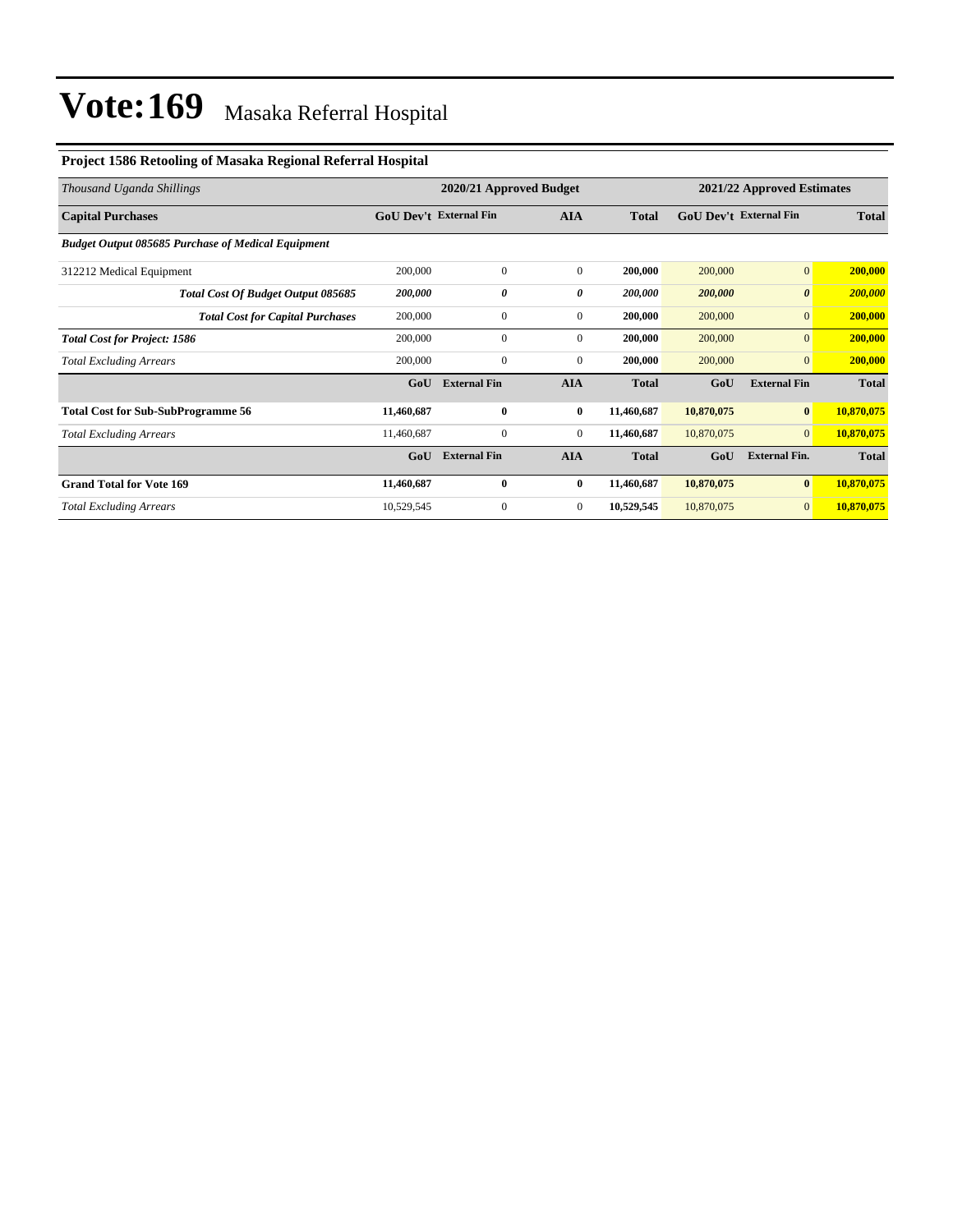# Vote:169 Masaka Referral Hospital

### Project 1586 Retooling of Masaka Regional Referral Hospital

| *Thousand Uganda Shillings* | 2020/21 Approved Budget | | | | 2021/22 Approved Estimates | | |
|---|---|---|---|---|---|---|---|
| **Capital Purchases** | **GoU Dev't** | **External Fin** | **AIA** | **Total** | **GoU Dev't** | **External Fin** | **Total** |
| ***Budget Output 085685 Purchase of Medical Equipment*** | | | | | | | |
| 312212 Medical Equipment | 200,000 | 0 | 0 | **200,000** | 200,000 | 0 | **200,000** |
| ***Total Cost Of Budget Output 085685*** | ***200,000*** | ***0*** | ***0*** | ***200,000*** | ***200,000*** | ***0*** | ***200,000*** |
| ***Total Cost for Capital Purchases*** | 200,000 | 0 | 0 | **200,000** | 200,000 | 0 | **200,000** |
| ***Total Cost for Project: 1586*** | 200,000 | 0 | 0 | **200,000** | 200,000 | 0 | **200,000** |
| *Total Excluding Arrears* | 200,000 | 0 | 0 | **200,000** | 200,000 | 0 | **200,000** |
| | **GoU** | **External Fin** | **AIA** | **Total** | **GoU** | **External Fin** | **Total** |
| **Total Cost for Sub-SubProgramme 56** | **11,460,687** | **0** | **0** | **11,460,687** | **10,870,075** | **0** | **10,870,075** |
| *Total Excluding Arrears* | 11,460,687 | 0 | 0 | **11,460,687** | 10,870,075 | 0 | **10,870,075** |
| | **GoU** | **External Fin** | **AIA** | **Total** | **GoU** | **External Fin.** | **Total** |
| **Grand Total for Vote 169** | **11,460,687** | **0** | **0** | **11,460,687** | **10,870,075** | **0** | **10,870,075** |
| *Total Excluding Arrears* | 10,529,545 | 0 | 0 | **10,529,545** | 10,870,075 | 0 | **10,870,075** |